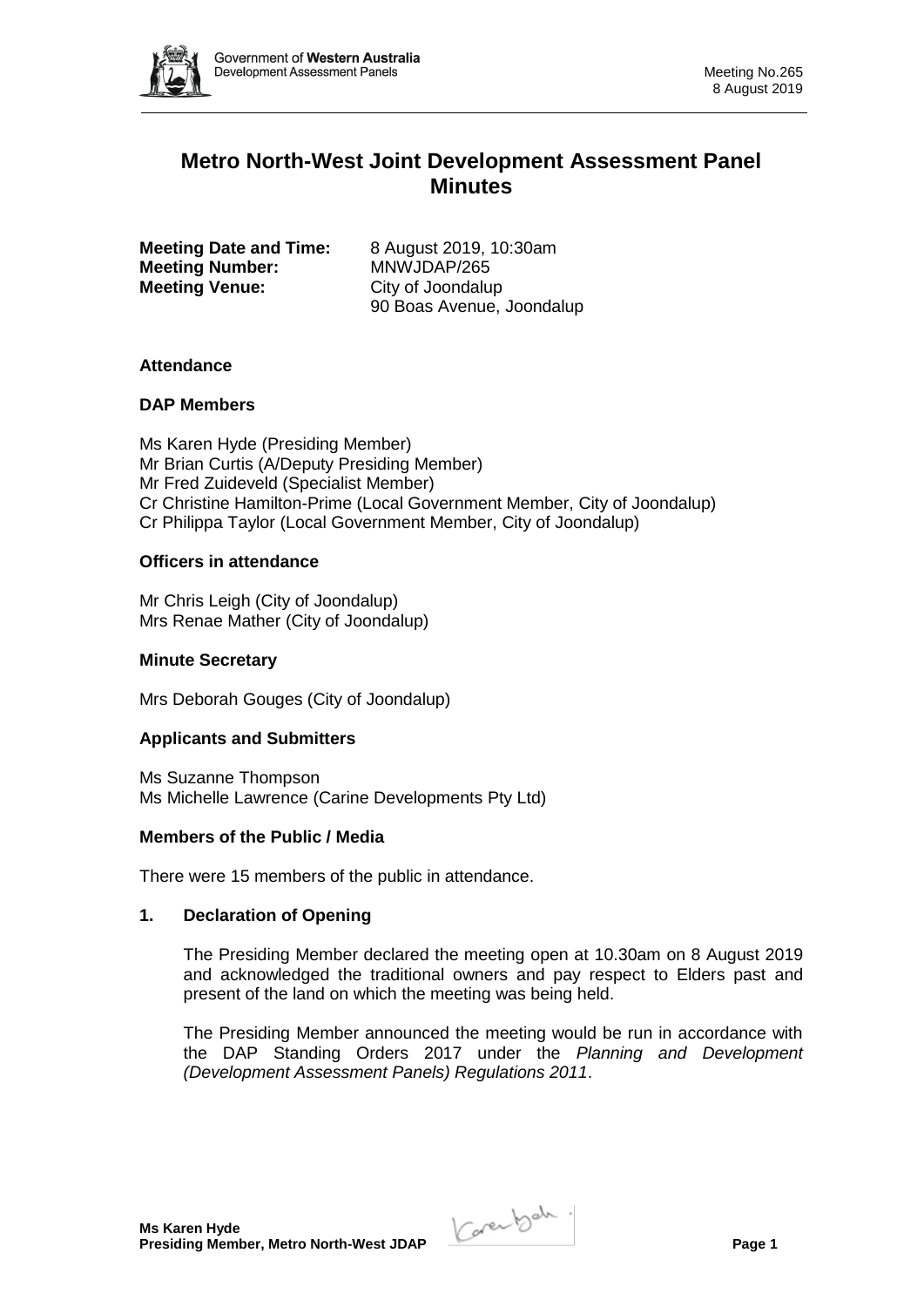# Metro North-West Joint Development Assessment Panel Minutes

**Meeting Date and Time:** 8 August 2019, 10:30am
**Meeting Number:** MNWJDAP/265
**Meeting Venue:** City of Joondalup
90 Boas Avenue, Joondalup

### Attendance

### DAP Members

Ms Karen Hyde (Presiding Member)
Mr Brian Curtis (A/Deputy Presiding Member)
Mr Fred Zuideveld (Specialist Member)
Cr Christine Hamilton-Prime (Local Government Member, City of Joondalup)
Cr Philippa Taylor (Local Government Member, City of Joondalup)

### Officers in attendance

Mr Chris Leigh (City of Joondalup)
Mrs Renae Mather (City of Joondalup)

### Minute Secretary

Mrs Deborah Gouges (City of Joondalup)

### Applicants and Submitters

Ms Suzanne Thompson
Ms Michelle Lawrence (Carine Developments Pty Ltd)

### Members of the Public / Media

There were 15 members of the public in attendance.

### 1. Declaration of Opening

The Presiding Member declared the meeting open at 10.30am on 8 August 2019 and acknowledged the traditional owners and pay respect to Elders past and present of the land on which the meeting was being held.

The Presiding Member announced the meeting would be run in accordance with the DAP Standing Orders 2017 under the *Planning and Development (Development Assessment Panels) Regulations 2011*.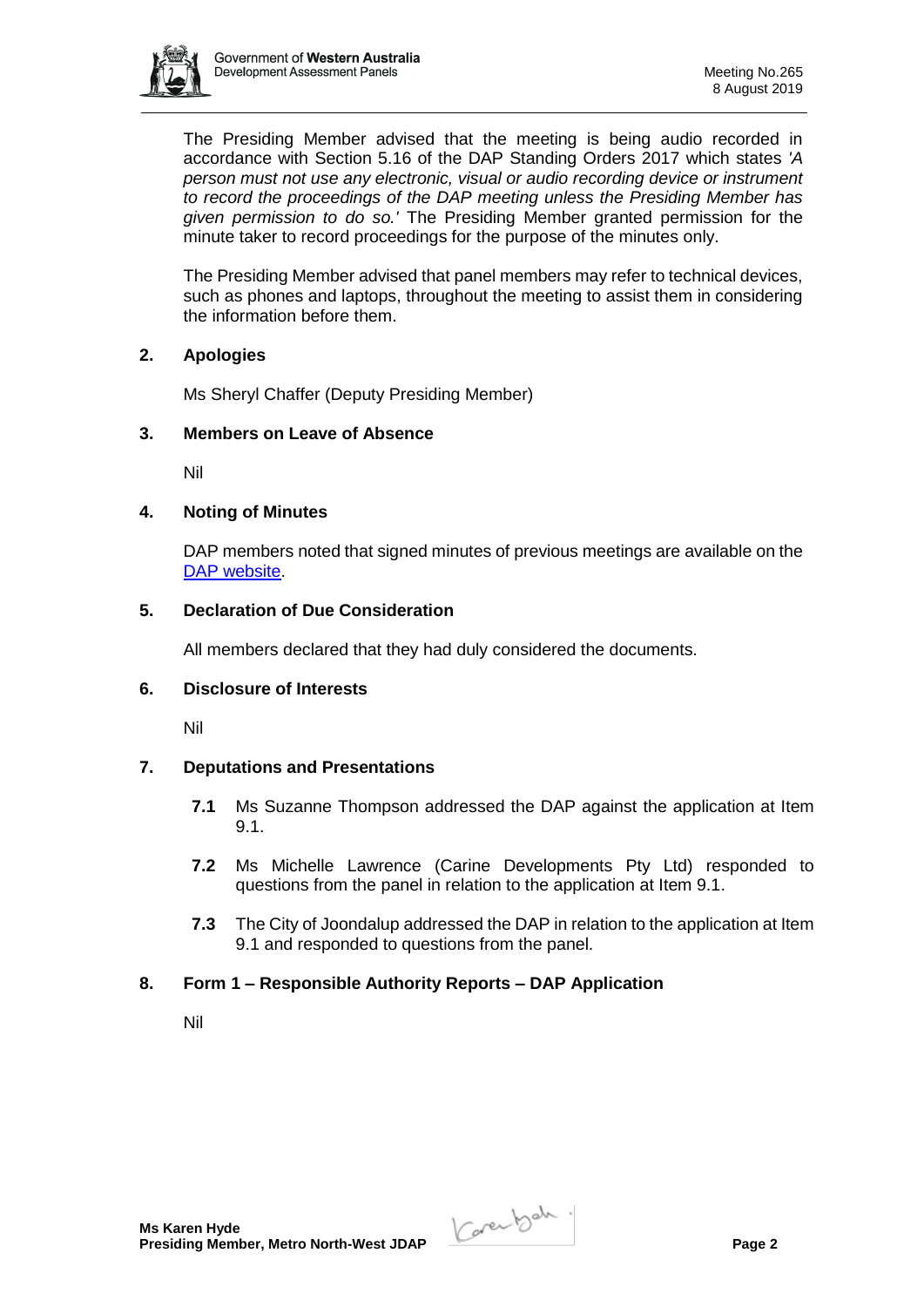The Presiding Member advised that the meeting is being audio recorded in accordance with Section 5.16 of the DAP Standing Orders 2017 which states *'A person must not use any electronic, visual or audio recording device or instrument to record the proceedings of the DAP meeting unless the Presiding Member has given permission to do so.'* The Presiding Member granted permission for the minute taker to record proceedings for the purpose of the minutes only.

The Presiding Member advised that panel members may refer to technical devices, such as phones and laptops, throughout the meeting to assist them in considering the information before them.

## 2. Apologies

Ms Sheryl Chaffer (Deputy Presiding Member)

## 3. Members on Leave of Absence

Nil

## 4. Noting of Minutes

DAP members noted that signed minutes of previous meetings are available on the [DAP website](#).

## 5. Declaration of Due Consideration

All members declared that they had duly considered the documents.

## 6. Disclosure of Interests

Nil

## 7. Deputations and Presentations

**7.1** Ms Suzanne Thompson addressed the DAP against the application at Item 9.1.

**7.2** Ms Michelle Lawrence (Carine Developments Pty Ltd) responded to questions from the panel in relation to the application at Item 9.1.

**7.3** The City of Joondalup addressed the DAP in relation to the application at Item 9.1 and responded to questions from the panel.

## 8. Form 1 – Responsible Authority Reports – DAP Application

Nil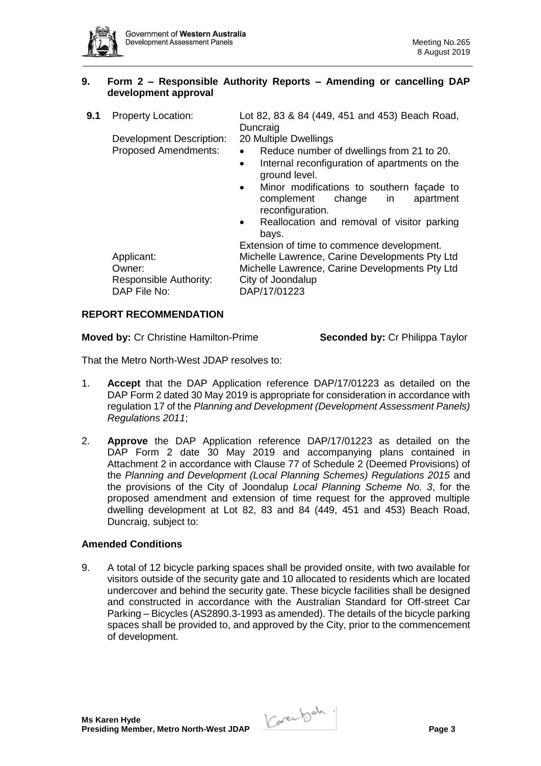## 9. Form 2 – Responsible Authority Reports – Amending or cancelling DAP development approval

**9.1**

| | |
|---|---|
| Property Location: | Lot 82, 83 & 84 (449, 451 and 453) Beach Road, Duncraig |
| Development Description: | 20 Multiple Dwellings |
| Proposed Amendments: | • Reduce number of dwellings from 21 to 20.<br>• Internal reconfiguration of apartments on the ground level.<br>• Minor modifications to southern façade to complement change in apartment reconfiguration.<br>• Reallocation and removal of visitor parking bays.<br>Extension of time to commence development. |
| Applicant: | Michelle Lawrence, Carine Developments Pty Ltd |
| Owner: | Michelle Lawrence, Carine Developments Pty Ltd |
| Responsible Authority: | City of Joondalup |
| DAP File No: | DAP/17/01223 |

### REPORT RECOMMENDATION

**Moved by:** Cr Christine Hamilton-Prime **Seconded by:** Cr Philippa Taylor

That the Metro North-West JDAP resolves to:

1. **Accept** that the DAP Application reference DAP/17/01223 as detailed on the DAP Form 2 dated 30 May 2019 is appropriate for consideration in accordance with regulation 17 of the *Planning and Development (Development Assessment Panels) Regulations 2011*;

2. **Approve** the DAP Application reference DAP/17/01223 as detailed on the DAP Form 2 date 30 May 2019 and accompanying plans contained in Attachment 2 in accordance with Clause 77 of Schedule 2 (Deemed Provisions) of the *Planning and Development (Local Planning Schemes) Regulations 2015* and the provisions of the City of Joondalup *Local Planning Scheme No. 3*, for the proposed amendment and extension of time request for the approved multiple dwelling development at Lot 82, 83 and 84 (449, 451 and 453) Beach Road, Duncraig, subject to:

### Amended Conditions

9. A total of 12 bicycle parking spaces shall be provided onsite, with two available for visitors outside of the security gate and 10 allocated to residents which are located undercover and behind the security gate. These bicycle facilities shall be designed and constructed in accordance with the Australian Standard for Off-street Car Parking – Bicycles (AS2890.3-1993 as amended). The details of the bicycle parking spaces shall be provided to, and approved by the City, prior to the commencement of development.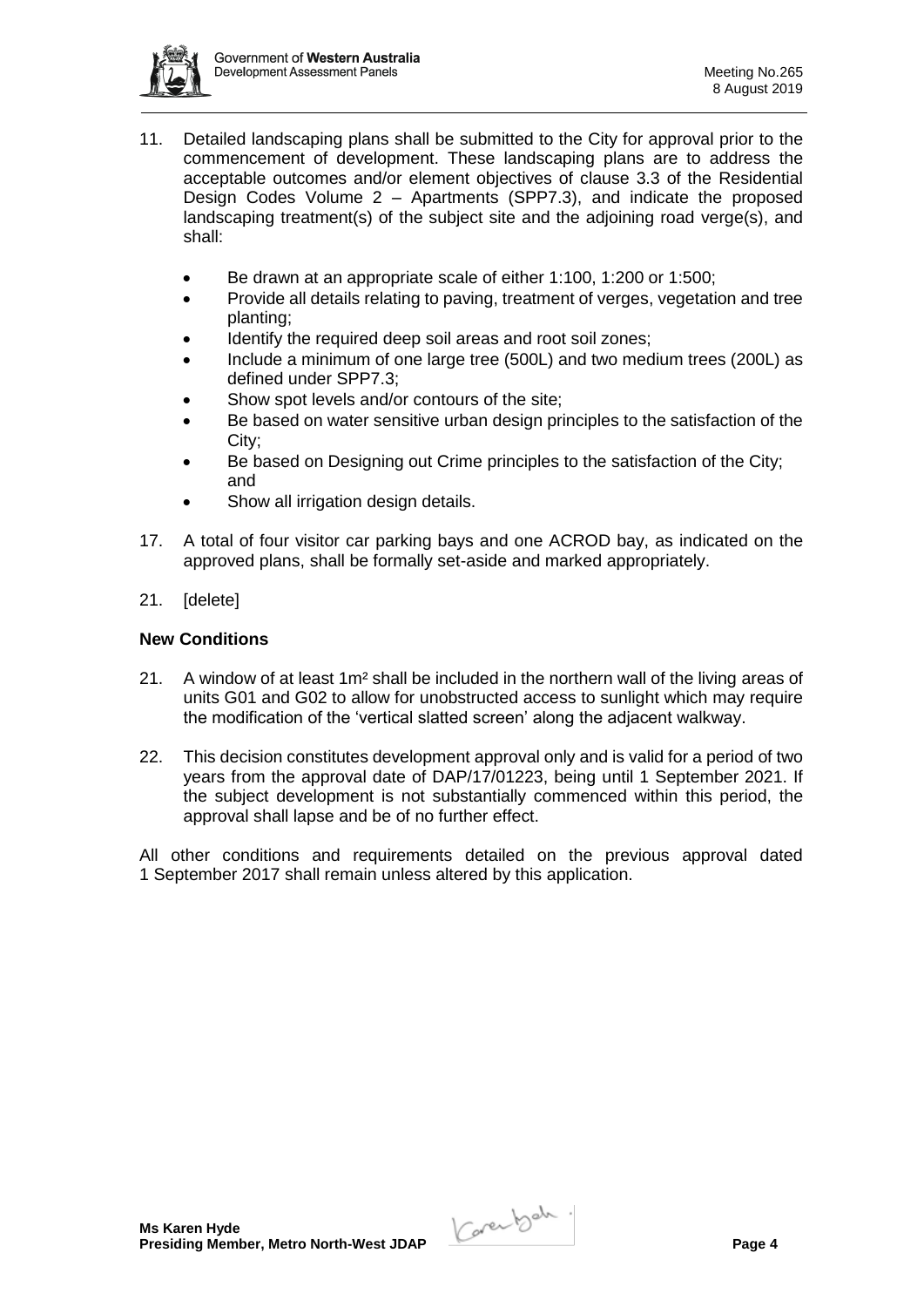11. Detailed landscaping plans shall be submitted to the City for approval prior to the commencement of development. These landscaping plans are to address the acceptable outcomes and/or element objectives of clause 3.3 of the Residential Design Codes Volume 2 – Apartments (SPP7.3), and indicate the proposed landscaping treatment(s) of the subject site and the adjoining road verge(s), and shall:

    - Be drawn at an appropriate scale of either 1:100, 1:200 or 1:500;
    - Provide all details relating to paving, treatment of verges, vegetation and tree planting;
    - Identify the required deep soil areas and root soil zones;
    - Include a minimum of one large tree (500L) and two medium trees (200L) as defined under SPP7.3;
    - Show spot levels and/or contours of the site;
    - Be based on water sensitive urban design principles to the satisfaction of the City;
    - Be based on Designing out Crime principles to the satisfaction of the City; and
    - Show all irrigation design details.

17. A total of four visitor car parking bays and one ACROD bay, as indicated on the approved plans, shall be formally set-aside and marked appropriately.

21. [delete]

**New Conditions**

21. A window of at least 1m² shall be included in the northern wall of the living areas of units G01 and G02 to allow for unobstructed access to sunlight which may require the modification of the 'vertical slatted screen' along the adjacent walkway.

22. This decision constitutes development approval only and is valid for a period of two years from the approval date of DAP/17/01223, being until 1 September 2021. If the subject development is not substantially commenced within this period, the approval shall lapse and be of no further effect.

All other conditions and requirements detailed on the previous approval dated 1 September 2017 shall remain unless altered by this application.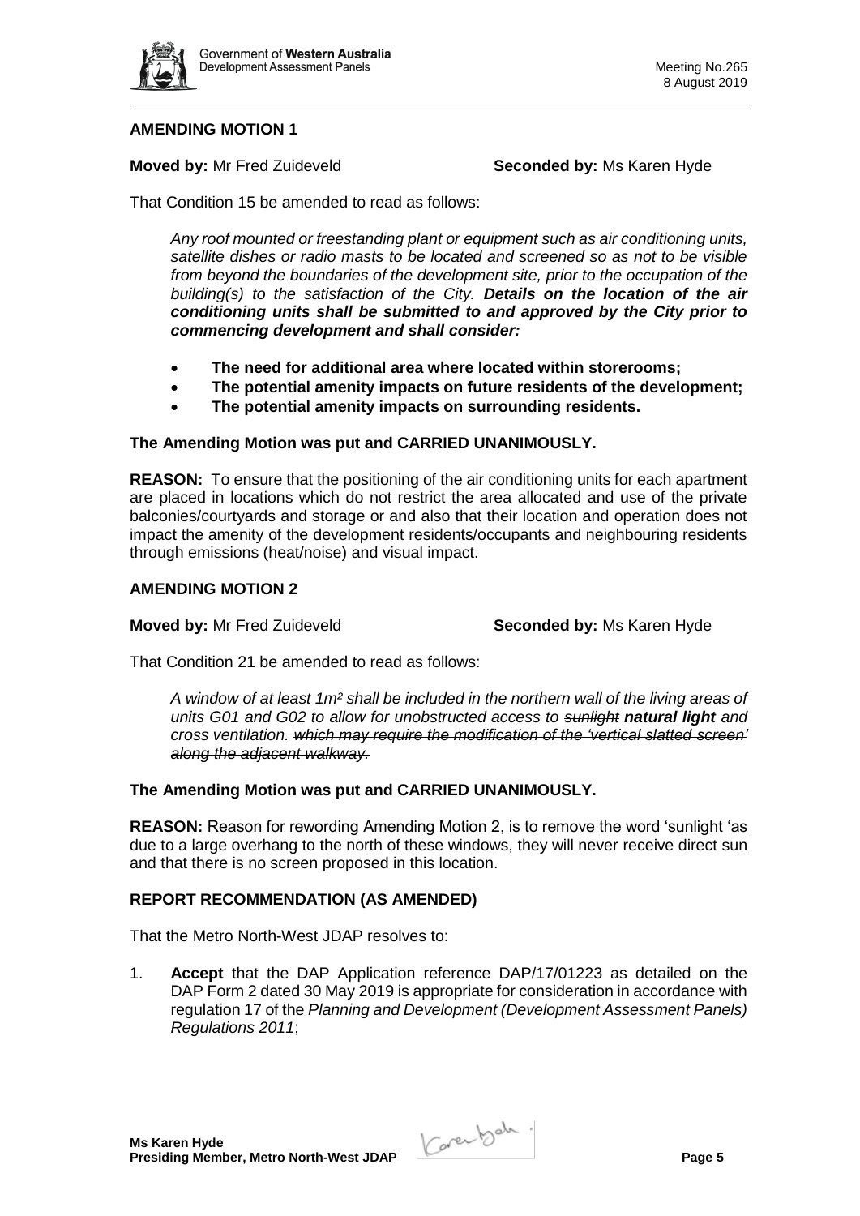## AMENDING MOTION 1

**Moved by:** Mr Fred Zuideveld **Seconded by:** Ms Karen Hyde

That Condition 15 be amended to read as follows:

> *Any roof mounted or freestanding plant or equipment such as air conditioning units, satellite dishes or radio masts to be located and screened so as not to be visible from beyond the boundaries of the development site, prior to the occupation of the building(s) to the satisfaction of the City.* ***Details on the location of the air conditioning units shall be submitted to and approved by the City prior to commencing development and shall consider:***
>
> - **The need for additional area where located within storerooms;**
> - **The potential amenity impacts on future residents of the development;**
> - **The potential amenity impacts on surrounding residents.**

**The Amending Motion was put and CARRIED UNANIMOUSLY.**

**REASON:** To ensure that the positioning of the air conditioning units for each apartment are placed in locations which do not restrict the area allocated and use of the private balconies/courtyards and storage or and also that their location and operation does not impact the amenity of the development residents/occupants and neighbouring residents through emissions (heat/noise) and visual impact.

## AMENDING MOTION 2

**Moved by:** Mr Fred Zuideveld **Seconded by:** Ms Karen Hyde

That Condition 21 be amended to read as follows:

> *A window of at least 1m² shall be included in the northern wall of the living areas of units G01 and G02 to allow for unobstructed access to ~~sunlight~~* ***natural light*** *and cross ventilation. ~~which may require the modification of the 'vertical slatted screen' along the adjacent walkway.~~*

**The Amending Motion was put and CARRIED UNANIMOUSLY.**

**REASON:** Reason for rewording Amending Motion 2, is to remove the word 'sunlight 'as due to a large overhang to the north of these windows, they will never receive direct sun and that there is no screen proposed in this location.

## REPORT RECOMMENDATION (AS AMENDED)

That the Metro North-West JDAP resolves to:

1. **Accept** that the DAP Application reference DAP/17/01223 as detailed on the DAP Form 2 dated 30 May 2019 is appropriate for consideration in accordance with regulation 17 of the *Planning and Development (Development Assessment Panels) Regulations 2011*;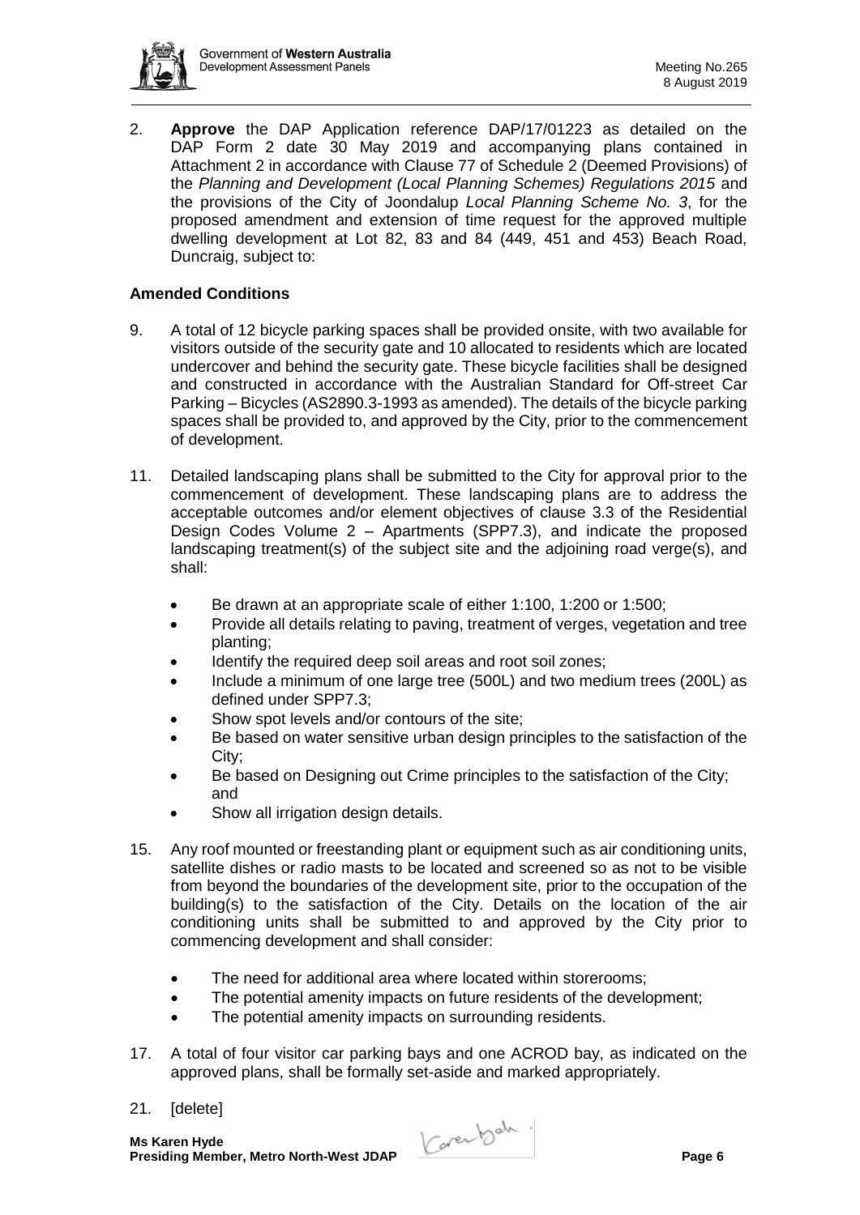2. **Approve** the DAP Application reference DAP/17/01223 as detailed on the DAP Form 2 date 30 May 2019 and accompanying plans contained in Attachment 2 in accordance with Clause 77 of Schedule 2 (Deemed Provisions) of the *Planning and Development (Local Planning Schemes) Regulations 2015* and the provisions of the City of Joondalup *Local Planning Scheme No. 3*, for the proposed amendment and extension of time request for the approved multiple dwelling development at Lot 82, 83 and 84 (449, 451 and 453) Beach Road, Duncraig, subject to:

**Amended Conditions**

9. A total of 12 bicycle parking spaces shall be provided onsite, with two available for visitors outside of the security gate and 10 allocated to residents which are located undercover and behind the security gate. These bicycle facilities shall be designed and constructed in accordance with the Australian Standard for Off-street Car Parking – Bicycles (AS2890.3-1993 as amended). The details of the bicycle parking spaces shall be provided to, and approved by the City, prior to the commencement of development.

11. Detailed landscaping plans shall be submitted to the City for approval prior to the commencement of development. These landscaping plans are to address the acceptable outcomes and/or element objectives of clause 3.3 of the Residential Design Codes Volume 2 – Apartments (SPP7.3), and indicate the proposed landscaping treatment(s) of the subject site and the adjoining road verge(s), and shall:
    - Be drawn at an appropriate scale of either 1:100, 1:200 or 1:500;
    - Provide all details relating to paving, treatment of verges, vegetation and tree planting;
    - Identify the required deep soil areas and root soil zones;
    - Include a minimum of one large tree (500L) and two medium trees (200L) as defined under SPP7.3;
    - Show spot levels and/or contours of the site;
    - Be based on water sensitive urban design principles to the satisfaction of the City;
    - Be based on Designing out Crime principles to the satisfaction of the City; and
    - Show all irrigation design details.

15. Any roof mounted or freestanding plant or equipment such as air conditioning units, satellite dishes or radio masts to be located and screened so as not to be visible from beyond the boundaries of the development site, prior to the occupation of the building(s) to the satisfaction of the City. Details on the location of the air conditioning units shall be submitted to and approved by the City prior to commencing development and shall consider:
    - The need for additional area where located within storerooms;
    - The potential amenity impacts on future residents of the development;
    - The potential amenity impacts on surrounding residents.

17. A total of four visitor car parking bays and one ACROD bay, as indicated on the approved plans, shall be formally set-aside and marked appropriately.

21. [delete]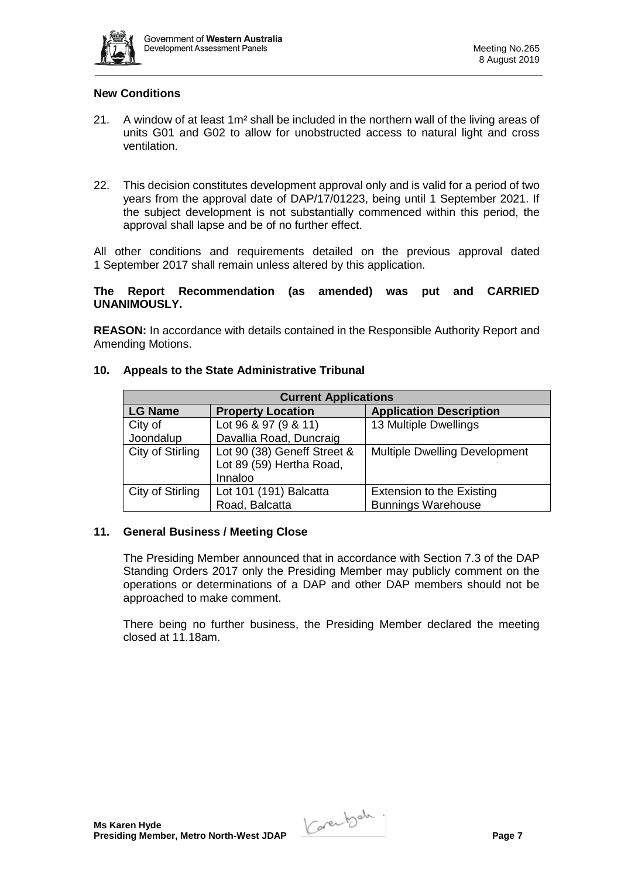**New Conditions**

21. A window of at least 1m² shall be included in the northern wall of the living areas of units G01 and G02 to allow for unobstructed access to natural light and cross ventilation.

22. This decision constitutes development approval only and is valid for a period of two years from the approval date of DAP/17/01223, being until 1 September 2021. If the subject development is not substantially commenced within this period, the approval shall lapse and be of no further effect.

All other conditions and requirements detailed on the previous approval dated 1 September 2017 shall remain unless altered by this application.

**The Report Recommendation (as amended) was put and CARRIED UNANIMOUSLY.**

**REASON:** In accordance with details contained in the Responsible Authority Report and Amending Motions.

## 10. Appeals to the State Administrative Tribunal

| Current Applications | | |
|---|---|---|
| **LG Name** | **Property Location** | **Application Description** |
| City of Joondalup | Lot 96 & 97 (9 & 11) Davallia Road, Duncraig | 13 Multiple Dwellings |
| City of Stirling | Lot 90 (38) Geneff Street & Lot 89 (59) Hertha Road, Innaloo | Multiple Dwelling Development |
| City of Stirling | Lot 101 (191) Balcatta Road, Balcatta | Extension to the Existing Bunnings Warehouse |

## 11. General Business / Meeting Close

The Presiding Member announced that in accordance with Section 7.3 of the DAP Standing Orders 2017 only the Presiding Member may publicly comment on the operations or determinations of a DAP and other DAP members should not be approached to make comment.

There being no further business, the Presiding Member declared the meeting closed at 11.18am.

**Ms Karen Hyde**
**Presiding Member, Metro North-West JDAP**